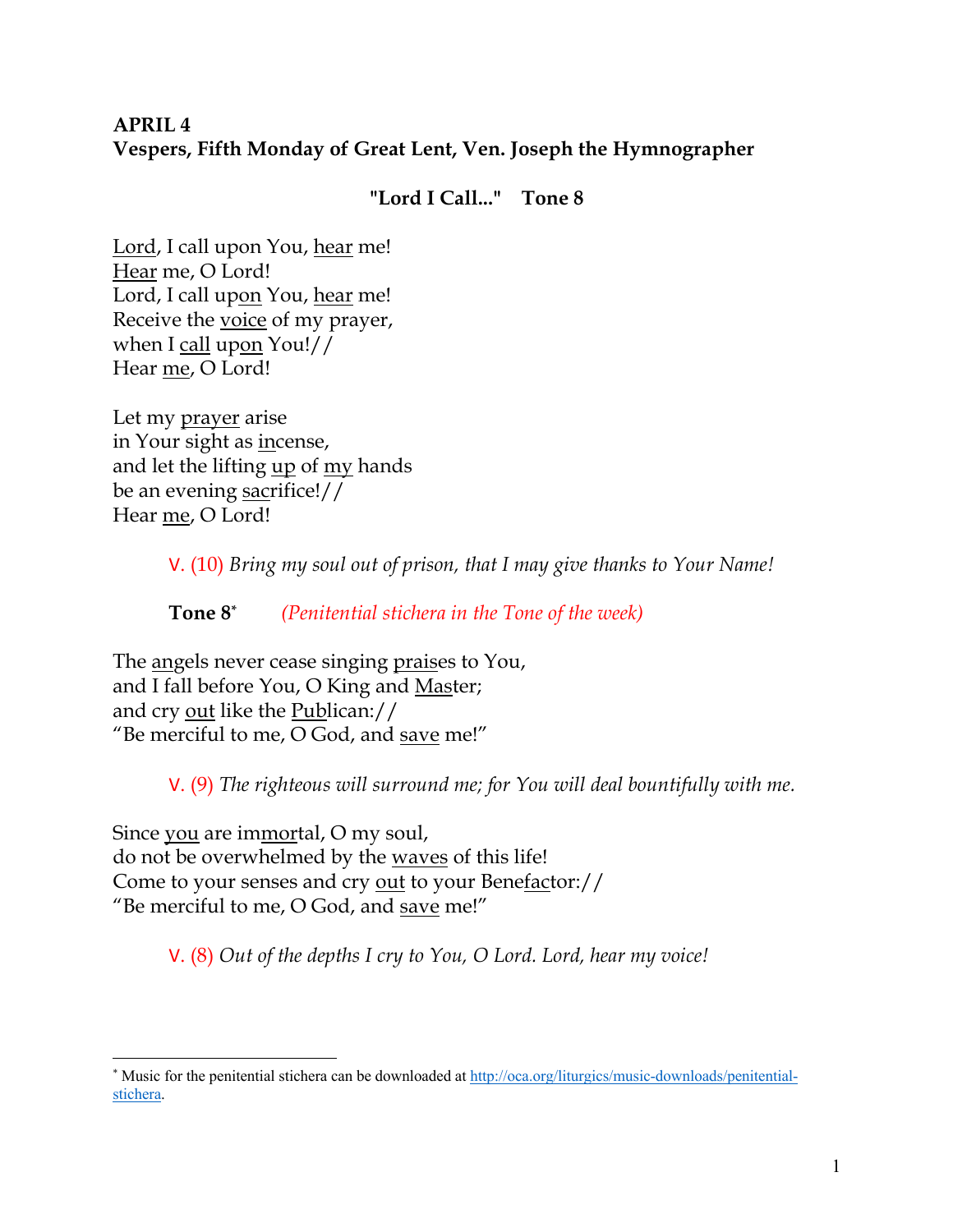**APRIL 4**
**Vespers, Fifth Monday of Great Lent, Ven. Joseph the Hymnographer**

**"Lord I Call..." Tone 8**

Lord, I call upon You, hear me!
Hear me, O Lord!
Lord, I call upon You, hear me!
Receive the voice of my prayer,
when I call upon You!//
Hear me, O Lord!

Let my prayer arise
in Your sight as incense,
and let the lifting up of my hands
be an evening sacrifice!//
Hear me, O Lord!

V. (10) *Bring my soul out of prison, that I may give thanks to Your Name!*

**Tone 8*** *(Penitential stichera in the Tone of the week)*

The angels never cease singing praises to You,
and I fall before You, O King and Master;
and cry out like the Publican://
"Be merciful to me, O God, and save me!"

V. (9) *The righteous will surround me; for You will deal bountifully with me.*

Since you are immortal, O my soul,
do not be overwhelmed by the waves of this life!
Come to your senses and cry out to your Benefactor://
"Be merciful to me, O God, and save me!"

V. (8) *Out of the depths I cry to You, O Lord. Lord, hear my voice!*

---

* Music for the penitential stichera can be downloaded at http://oca.org/liturgics/music-downloads/penitential-stichera.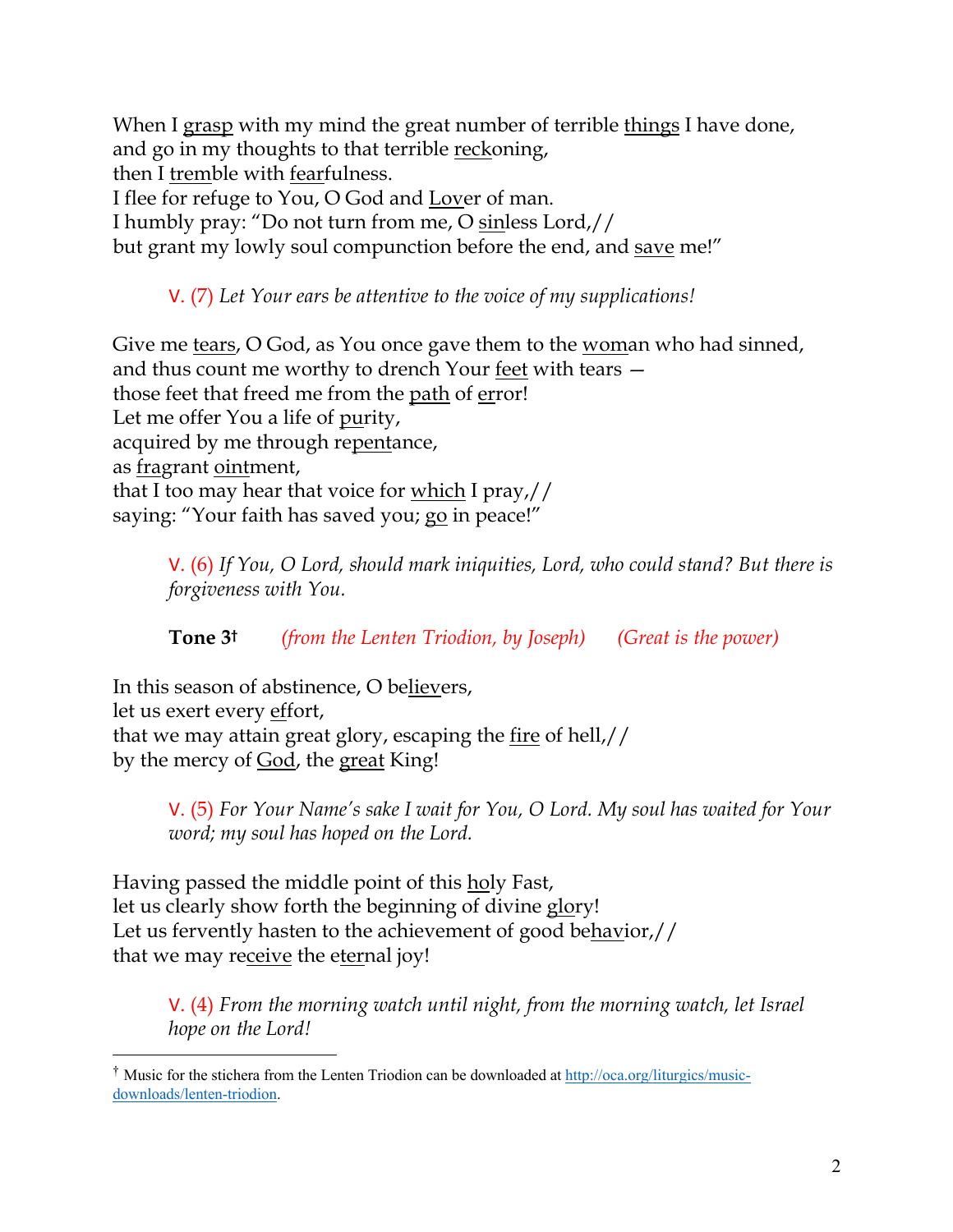When I grasp with my mind the great number of terrible things I have done,
and go in my thoughts to that terrible reckoning,
then I tremble with fearfulness.
I flee for refuge to You, O God and Lover of man.
I humbly pray: "Do not turn from me, O sinless Lord,//
but grant my lowly soul compunction before the end, and save me!"

> V. (7) *Let Your ears be attentive to the voice of my supplications!*

Give me tears, O God, as You once gave them to the woman who had sinned,
and thus count me worthy to drench Your feet with tears —
those feet that freed me from the path of error!
Let me offer You a life of purity,
acquired by me through repentance,
as fragrant ointment,
that I too may hear that voice for which I pray,//
saying: "Your faith has saved you; go in peace!"

> V. (6) *If You, O Lord, should mark iniquities, Lord, who could stand? But there is forgiveness with You.*

> **Tone 3**† *(from the Lenten Triodion, by Joseph)* *(Great is the power)*

In this season of abstinence, O believers,
let us exert every effort,
that we may attain great glory, escaping the fire of hell,//
by the mercy of God, the great King!

> V. (5) *For Your Name's sake I wait for You, O Lord. My soul has waited for Your word; my soul has hoped on the Lord.*

Having passed the middle point of this holy Fast,
let us clearly show forth the beginning of divine glory!
Let us fervently hasten to the achievement of good behavior,//
that we may receive the eternal joy!

> V. (4) *From the morning watch until night, from the morning watch, let Israel hope on the Lord!*

---

† Music for the stichera from the Lenten Triodion can be downloaded at http://oca.org/liturgics/music-downloads/lenten-triodion.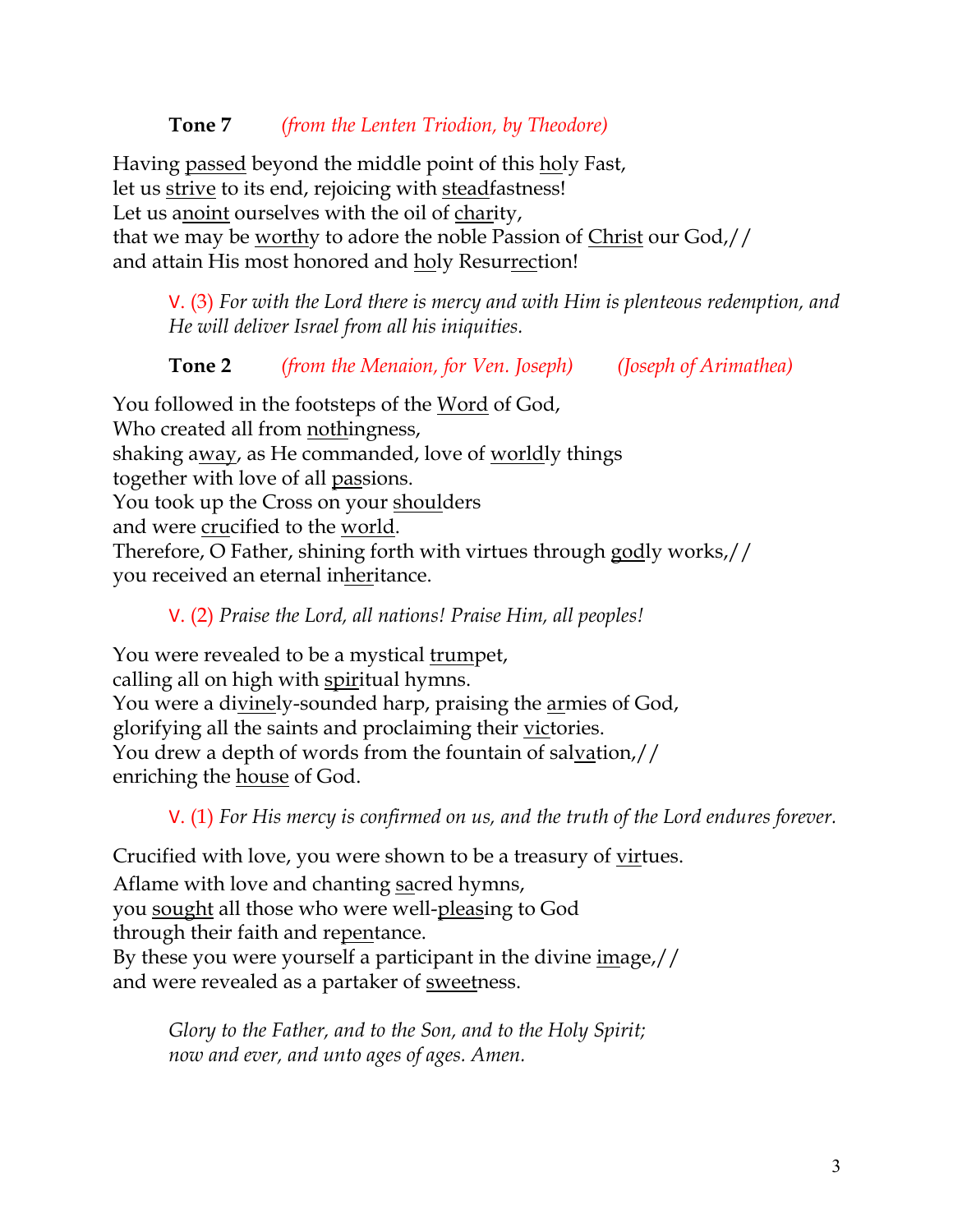**Tone 7** *(from the Lenten Triodion, by Theodore)*

Having <u>passed</u> beyond the middle point of this <u>ho</u>ly Fast,
let us <u>strive</u> to its end, rejoicing with <u>stead</u>fastness!
Let us a<u>noint</u> ourselves with the oil of <u>char</u>ity,
that we may be <u>worthy</u> to adore the noble Passion of <u>Christ</u> our God,//
and attain His most honored and <u>ho</u>ly Resur<u>rec</u>tion!

> V. (3) *For with the Lord there is mercy and with Him is plenteous redemption, and He will deliver Israel from all his iniquities.*

**Tone 2** *(from the Menaion, for Ven. Joseph)* *(Joseph of Arimathea)*

You followed in the footsteps of the <u>Word</u> of God,
Who created all from <u>noth</u>ingness,
shaking a<u>way</u>, as He commanded, love of <u>world</u>ly things
together with love of all <u>pas</u>sions.
You took up the Cross on your <u>shoul</u>ders
and were <u>cru</u>cified to the <u>world</u>.
Therefore, O Father, shining forth with virtues through <u>god</u>ly works,//
you received an eternal in<u>her</u>itance.

> V. (2) *Praise the Lord, all nations! Praise Him, all peoples!*

You were revealed to be a mystical <u>trum</u>pet,
calling all on high with <u>spir</u>itual hymns.
You were a di<u>vine</u>ly-sounded harp, praising the <u>ar</u>mies of God,
glorifying all the saints and proclaiming their <u>vic</u>tories.
You drew a depth of words from the fountain of sal<u>va</u>tion,//
enriching the <u>house</u> of God.

> V. (1) *For His mercy is confirmed on us, and the truth of the Lord endures forever.*

Crucified with love, you were shown to be a treasury of <u>vir</u>tues.
Aflame with love and chanting <u>sa</u>cred hymns,
you <u>sought</u> all those who were well-<u>pleas</u>ing to God
through their faith and re<u>pen</u>tance.
By these you were yourself a participant in the divine <u>im</u>age,//
and were revealed as a partaker of <u>sweet</u>ness.

> *Glory to the Father, and to the Son, and to the Holy Spirit;*
> *now and ever, and unto ages of ages. Amen.*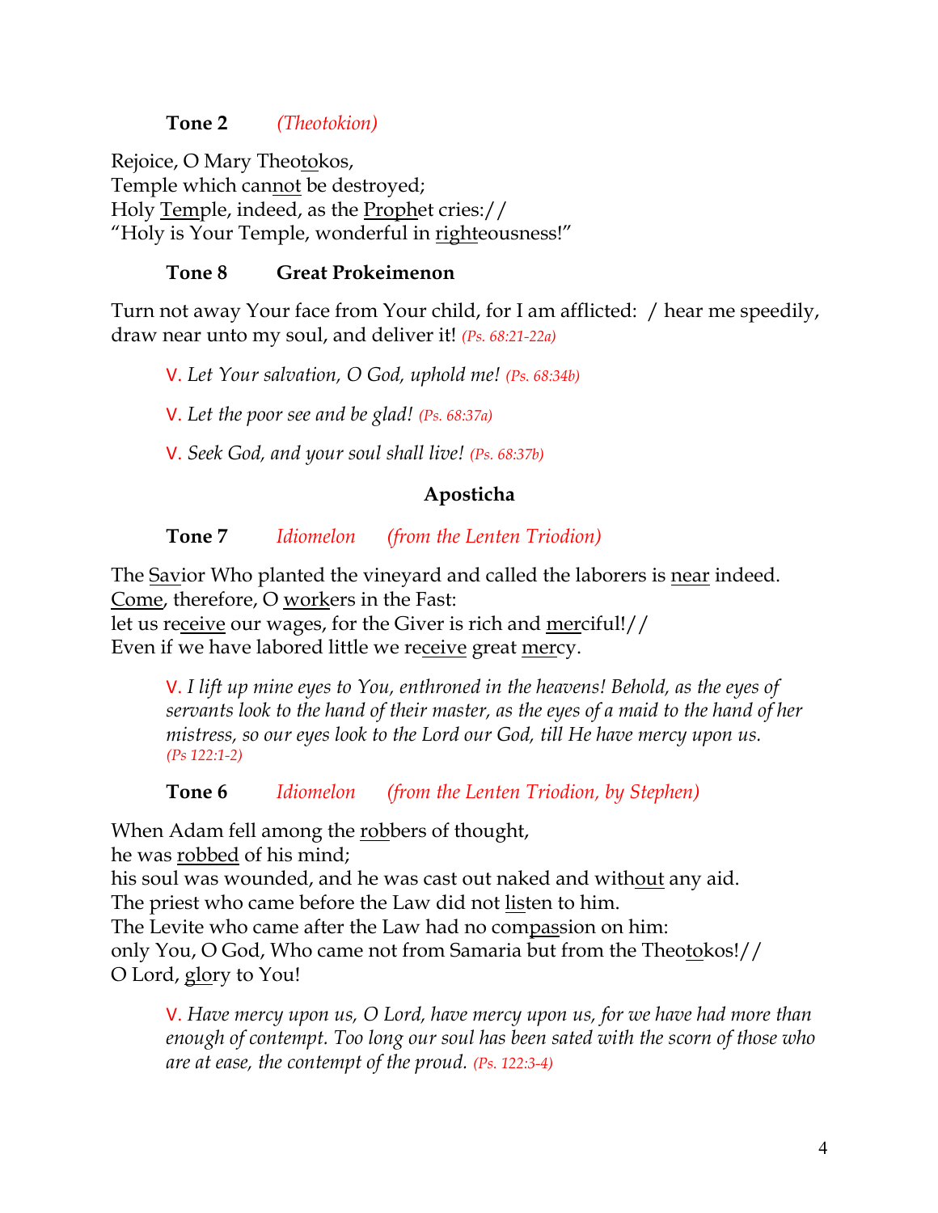**Tone 2** *(Theotokion)*

Rejoice, O Mary Theotokos,
Temple which cannot be destroyed;
Holy Temple, indeed, as the Prophet cries://
"Holy is Your Temple, wonderful in righteousness!"

**Tone 8 Great Prokeimenon**

Turn not away Your face from Your child, for I am afflicted: / hear me speedily, draw near unto my soul, and deliver it! *(Ps. 68:21-22a)*

> V. *Let Your salvation, O God, uphold me! (Ps. 68:34b)*
>
> V. *Let the poor see and be glad! (Ps. 68:37a)*
>
> V. *Seek God, and your soul shall live! (Ps. 68:37b)*

## Aposticha

**Tone 7** *Idiomelon (from the Lenten Triodion)*

The Savior Who planted the vineyard and called the laborers is near indeed.
Come, therefore, O workers in the Fast:
let us receive our wages, for the Giver is rich and merciful!//
Even if we have labored little we receive great mercy.

> V. *I lift up mine eyes to You, enthroned in the heavens! Behold, as the eyes of servants look to the hand of their master, as the eyes of a maid to the hand of her mistress, so our eyes look to the Lord our God, till He have mercy upon us. (Ps 122:1-2)*

**Tone 6** *Idiomelon (from the Lenten Triodion, by Stephen)*

When Adam fell among the robbers of thought,
he was robbed of his mind;
his soul was wounded, and he was cast out naked and without any aid.
The priest who came before the Law did not listen to him.
The Levite who came after the Law had no compassion on him:
only You, O God, Who came not from Samaria but from the Theotokos!//
O Lord, glory to You!

> V. *Have mercy upon us, O Lord, have mercy upon us, for we have had more than enough of contempt. Too long our soul has been sated with the scorn of those who are at ease, the contempt of the proud. (Ps. 122:3-4)*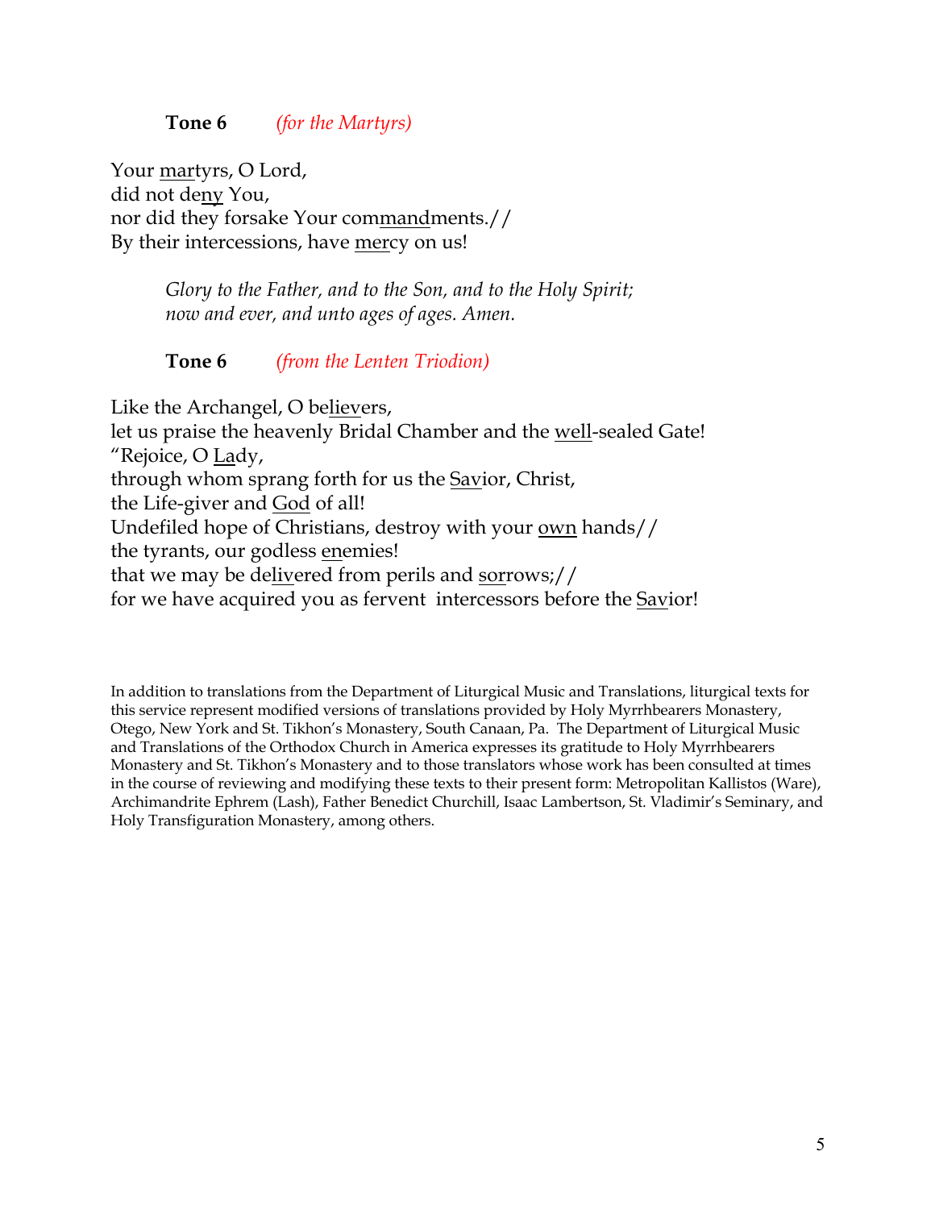**Tone 6** *(for the Martyrs)*

Your martyrs, O Lord,
did not deny You,
nor did they forsake Your commandments.//
By their intercessions, have mercy on us!

*Glory to the Father, and to the Son, and to the Holy Spirit;*
*now and ever, and unto ages of ages. Amen.*

**Tone 6** *(from the Lenten Triodion)*

Like the Archangel, O believers,
let us praise the heavenly Bridal Chamber and the well-sealed Gate!
"Rejoice, O Lady,
through whom sprang forth for us the Savior, Christ,
the Life-giver and God of all!
Undefiled hope of Christians, destroy with your own hands//
the tyrants, our godless enemies!
that we may be delivered from perils and sorrows;//
for we have acquired you as fervent intercessors before the Savior!

In addition to translations from the Department of Liturgical Music and Translations, liturgical texts for this service represent modified versions of translations provided by Holy Myrrhbearers Monastery, Otego, New York and St. Tikhon's Monastery, South Canaan, Pa. The Department of Liturgical Music and Translations of the Orthodox Church in America expresses its gratitude to Holy Myrrhbearers Monastery and St. Tikhon's Monastery and to those translators whose work has been consulted at times in the course of reviewing and modifying these texts to their present form: Metropolitan Kallistos (Ware), Archimandrite Ephrem (Lash), Father Benedict Churchill, Isaac Lambertson, St. Vladimir's Seminary, and Holy Transfiguration Monastery, among others.